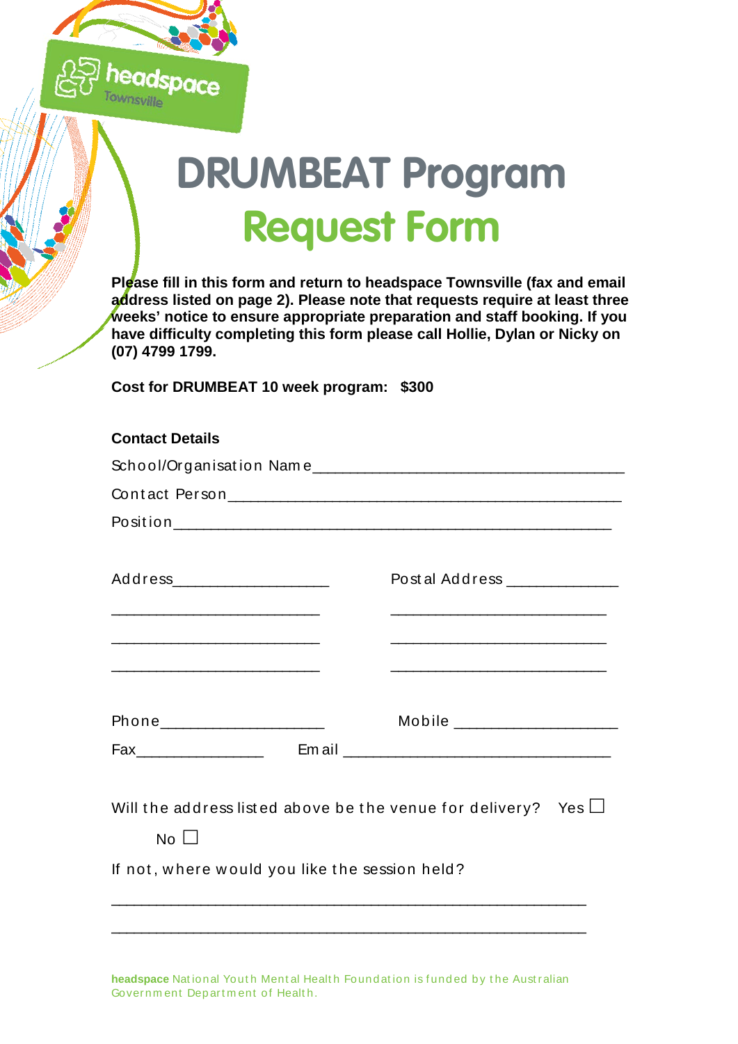# DRUMBEAT Program

# Request Form

**Please fill in this form and return to headspace Townsville (fax and email address listed on page 2). Please note that requests require at least three weeks' notice to ensure appropriate preparation and staff booking. If you have difficulty completing this form please call Hollie, Dylan or Nicky on (07) 4799 1799.**

**Cost for DRUMBEAT 10 week program: $300**

**Contact Details**

School/Organisation Name_____________________________________

Contact Person_______________________________________________

Position_____________________________________________________

Address__________________ Postal Address _____________

__________________________ __________________________

__________________________ __________________________

__________________________ __________________________

Phone___________________ Mobile ___________________

Fax_______________ Email ________________________________

Will the address listed above be the venue for delivery? Yes ☐ No ☐

If not, where would you like the session held?

___________________________________________________________

___________________________________________________________

**headspace** National Youth Mental Health Foundation is funded by the Australian Government Department of Health.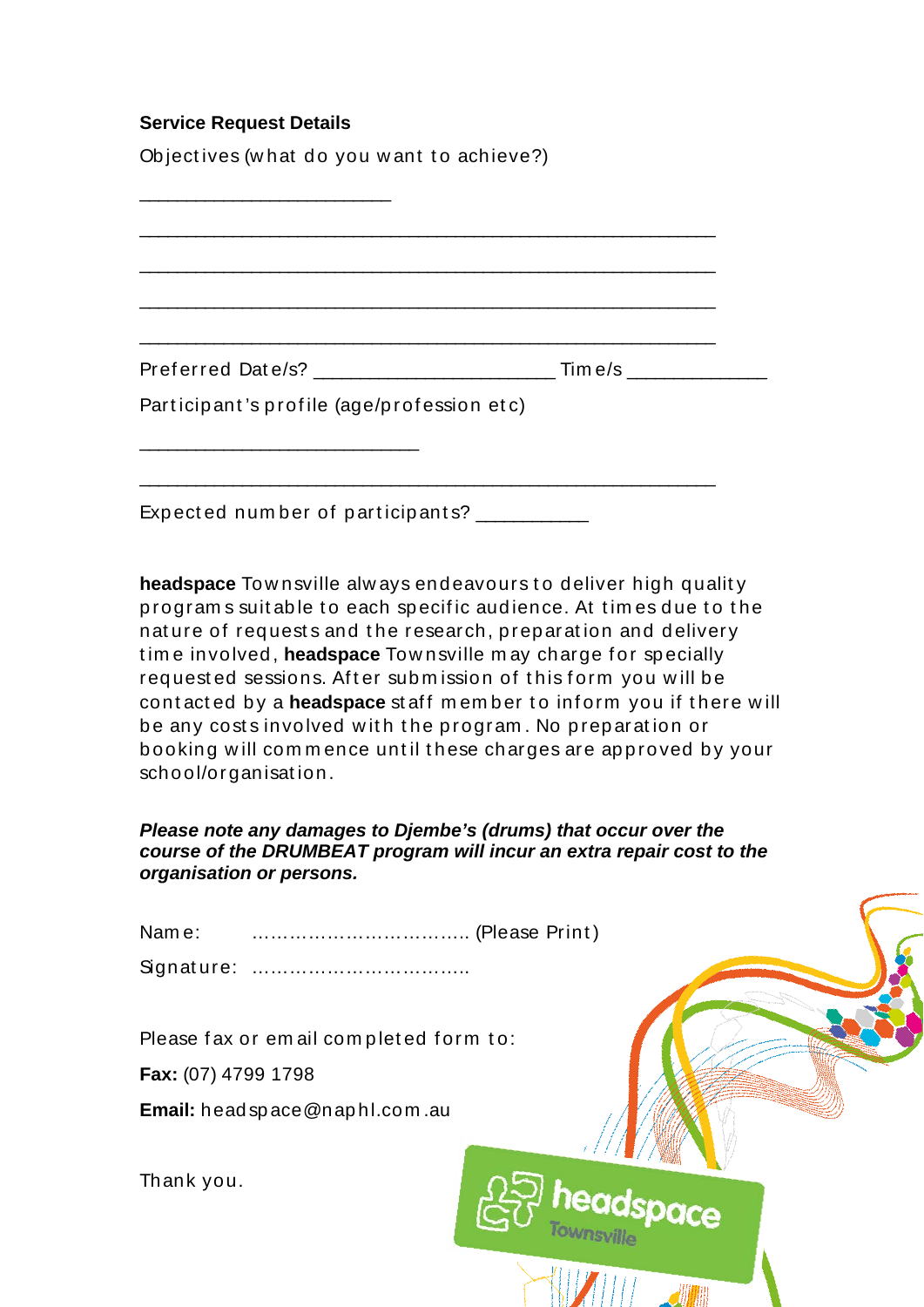**Service Request Details**

Objectives (what do you want to achieve?)

______________________

__________________________________________________

__________________________________________________

__________________________________________________

__________________________________________________

Preferred Date/s? ____________________ Time/s ____________

Participant's profile (age/profession etc)

________________________

__________________________________________________

Expected number of participants? _________

**headspace** Townsville always endeavours to deliver high quality programs suitable to each specific audience. At times due to the nature of requests and the research, preparation and delivery time involved, **headspace** Townsville may charge for specially requested sessions. After submission of this form you will be contacted by a **headspace** staff member to inform you if there will be any costs involved with the program. No preparation or booking will commence until these charges are approved by your school/organisation.

***Please note any damages to Djembe's (drums) that occur over the course of the DRUMBEAT program will incur an extra repair cost to the organisation or persons.***

Name: ……………………………… (Please Print)

Signature: ………………………………

Please fax or email completed form to:

**Fax:** (07) 4799 1798

**Email:** headspace@naphl.com.au

Thank you.

headspace Townsville